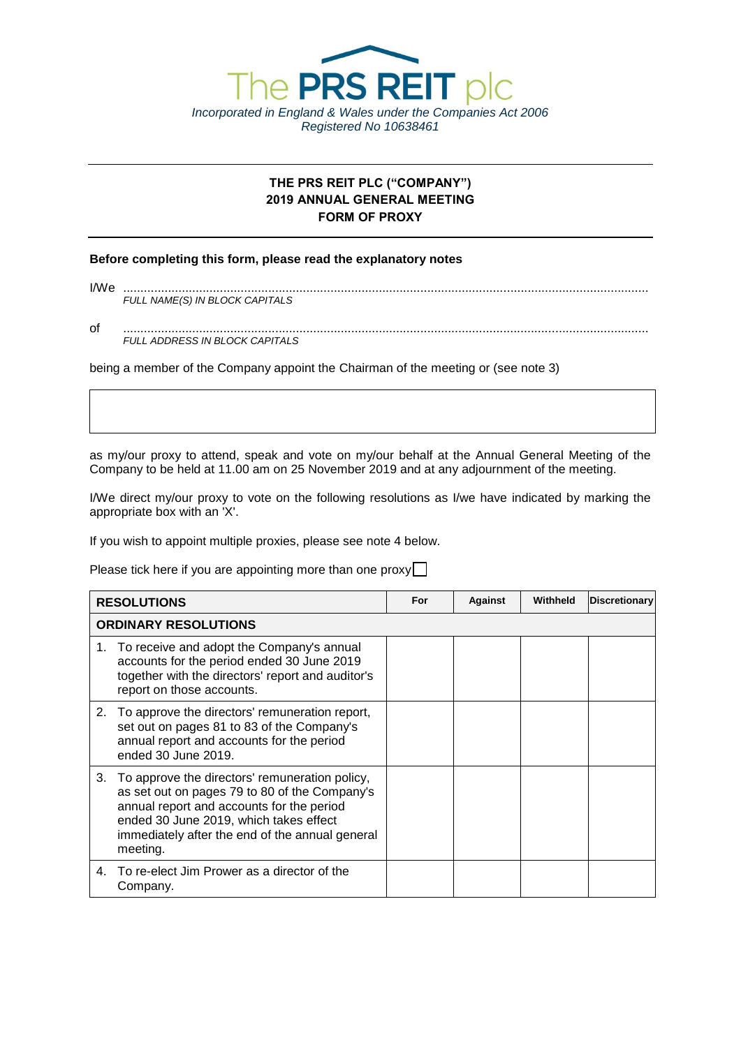The PRS REIT plc

*Incorporated in England & Wales under the Companies Act 2006*
*Registered No 10638461*

---

**THE PRS REIT PLC ("COMPANY")**
**2019 ANNUAL GENERAL MEETING**
**FORM OF PROXY**

---

**Before completing this form, please read the explanatory notes**

I/We ..........................................................................................................................................................
*FULL NAME(S) IN BLOCK CAPITALS*

of ..........................................................................................................................................................
*FULL ADDRESS IN BLOCK CAPITALS*

being a member of the Company appoint the Chairman of the meeting or (see note 3)

| |
|---|
| |

as my/our proxy to attend, speak and vote on my/our behalf at the Annual General Meeting of the Company to be held at 11.00 am on 25 November 2019 and at any adjournment of the meeting.

I/We direct my/our proxy to vote on the following resolutions as I/we have indicated by marking the appropriate box with an 'X'.

If you wish to appoint multiple proxies, please see note 4 below.

Please tick here if you are appointing more than one proxy ☐

| RESOLUTIONS | For | Against | Withheld | Discretionary |
|---|---|---|---|---|
| **ORDINARY RESOLUTIONS** | | | | |
| 1. To receive and adopt the Company's annual accounts for the period ended 30 June 2019 together with the directors' report and auditor's report on those accounts. | | | | |
| 2. To approve the directors' remuneration report, set out on pages 81 to 83 of the Company's annual report and accounts for the period ended 30 June 2019. | | | | |
| 3. To approve the directors' remuneration policy, as set out on pages 79 to 80 of the Company's annual report and accounts for the period ended 30 June 2019, which takes effect immediately after the end of the annual general meeting. | | | | |
| 4. To re-elect Jim Prower as a director of the Company. | | | | |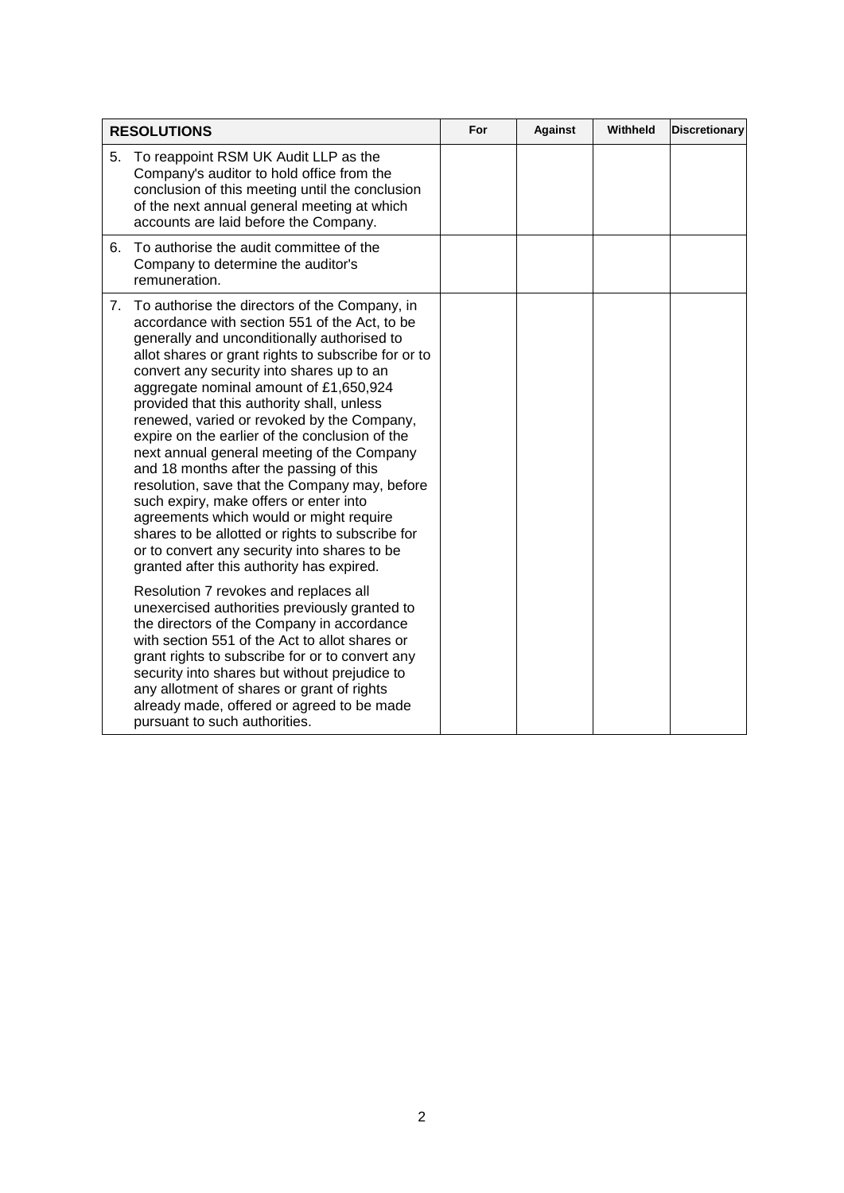| RESOLUTIONS | For | Against | Withheld | Discretionary |
|---|---|---|---|---|
| 5. To reappoint RSM UK Audit LLP as the Company's auditor to hold office from the conclusion of this meeting until the conclusion of the next annual general meeting at which accounts are laid before the Company. | | | | |
| 6. To authorise the audit committee of the Company to determine the auditor's remuneration. | | | | |
| 7. To authorise the directors of the Company, in accordance with section 551 of the Act, to be generally and unconditionally authorised to allot shares or grant rights to subscribe for or to convert any security into shares up to an aggregate nominal amount of £1,650,924 provided that this authority shall, unless renewed, varied or revoked by the Company, expire on the earlier of the conclusion of the next annual general meeting of the Company and 18 months after the passing of this resolution, save that the Company may, before such expiry, make offers or enter into agreements which would or might require shares to be allotted or rights to subscribe for or to convert any security into shares to be granted after this authority has expired.<br><br>Resolution 7 revokes and replaces all unexercised authorities previously granted to the directors of the Company in accordance with section 551 of the Act to allot shares or grant rights to subscribe for or to convert any security into shares but without prejudice to any allotment of shares or grant of rights already made, offered or agreed to be made pursuant to such authorities. | | | | |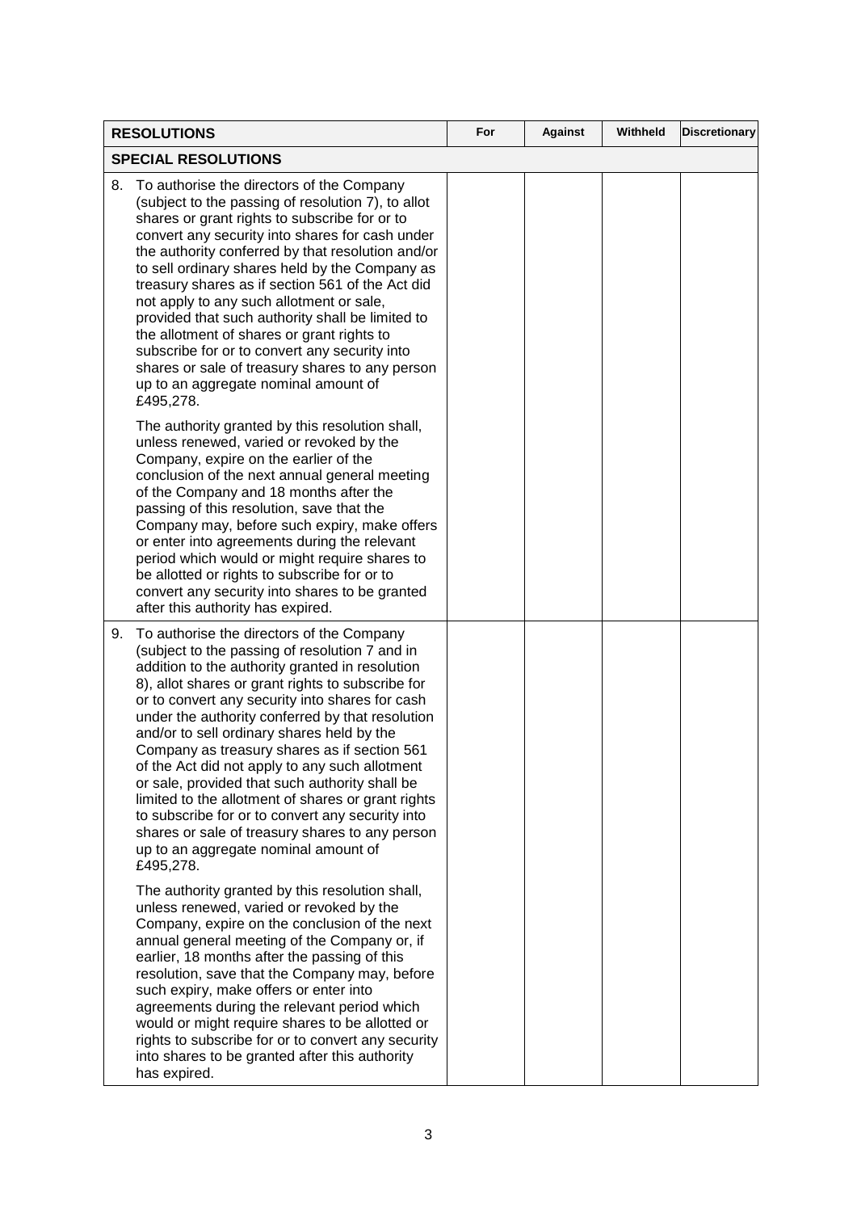| RESOLUTIONS | For | Against | Withheld | Discretionary |
|---|---|---|---|---|
| **SPECIAL RESOLUTIONS** | | | | |
| 8. To authorise the directors of the Company (subject to the passing of resolution 7), to allot shares or grant rights to subscribe for or to convert any security into shares for cash under the authority conferred by that resolution and/or to sell ordinary shares held by the Company as treasury shares as if section 561 of the Act did not apply to any such allotment or sale, provided that such authority shall be limited to the allotment of shares or grant rights to subscribe for or to convert any security into shares or sale of treasury shares to any person up to an aggregate nominal amount of £495,278.<br><br>The authority granted by this resolution shall, unless renewed, varied or revoked by the Company, expire on the earlier of the conclusion of the next annual general meeting of the Company and 18 months after the passing of this resolution, save that the Company may, before such expiry, make offers or enter into agreements during the relevant period which would or might require shares to be allotted or rights to subscribe for or to convert any security into shares to be granted after this authority has expired. | | | | |
| 9. To authorise the directors of the Company (subject to the passing of resolution 7 and in addition to the authority granted in resolution 8), allot shares or grant rights to subscribe for or to convert any security into shares for cash under the authority conferred by that resolution and/or to sell ordinary shares held by the Company as treasury shares as if section 561 of the Act did not apply to any such allotment or sale, provided that such authority shall be limited to the allotment of shares or grant rights to subscribe for or to convert any security into shares or sale of treasury shares to any person up to an aggregate nominal amount of £495,278.<br><br>The authority granted by this resolution shall, unless renewed, varied or revoked by the Company, expire on the conclusion of the next annual general meeting of the Company or, if earlier, 18 months after the passing of this resolution, save that the Company may, before such expiry, make offers or enter into agreements during the relevant period which would or might require shares to be allotted or rights to subscribe for or to convert any security into shares to be granted after this authority has expired. | | | | |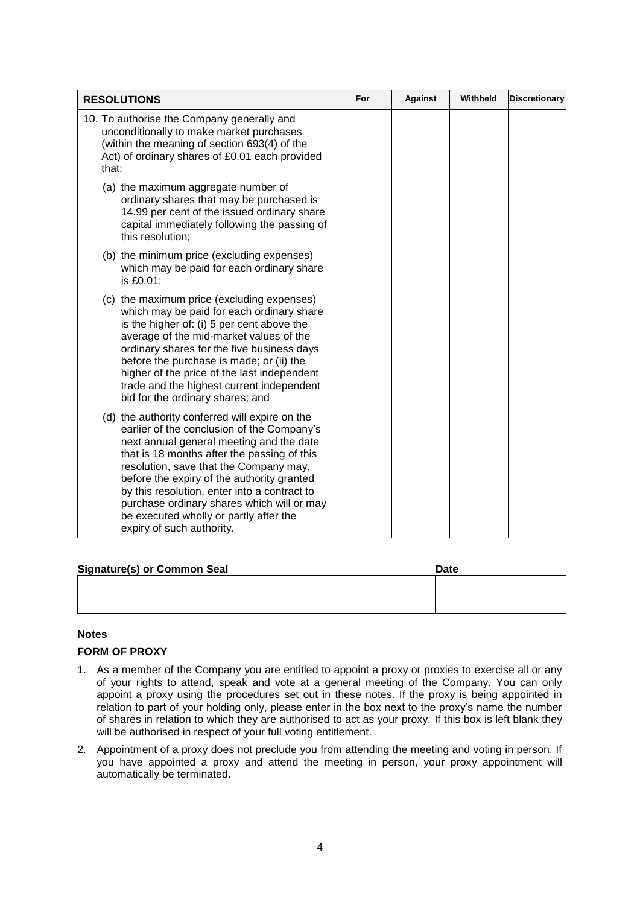| RESOLUTIONS | For | Against | Withheld | Discretionary |
| --- | --- | --- | --- | --- |
| 10. To authorise the Company generally and unconditionally to make market purchases (within the meaning of section 693(4) of the Act) of ordinary shares of £0.01 each provided that:<br><br>(a) the maximum aggregate number of ordinary shares that may be purchased is 14.99 per cent of the issued ordinary share capital immediately following the passing of this resolution;<br><br>(b) the minimum price (excluding expenses) which may be paid for each ordinary share is £0.01;<br><br>(c) the maximum price (excluding expenses) which may be paid for each ordinary share is the higher of: (i) 5 per cent above the average of the mid-market values of the ordinary shares for the five business days before the purchase is made; or (ii) the higher of the price of the last independent trade and the highest current independent bid for the ordinary shares; and<br><br>(d) the authority conferred will expire on the earlier of the conclusion of the Company's next annual general meeting and the date that is 18 months after the passing of this resolution, save that the Company may, before the expiry of the authority granted by this resolution, enter into a contract to purchase ordinary shares which will or may be executed wholly or partly after the expiry of such authority. | | | | |

| Signature(s) or Common Seal | Date |
| --- | --- |
| | |

**Notes**

**FORM OF PROXY**

1. As a member of the Company you are entitled to appoint a proxy or proxies to exercise all or any of your rights to attend, speak and vote at a general meeting of the Company. You can only appoint a proxy using the procedures set out in these notes. If the proxy is being appointed in relation to part of your holding only, please enter in the box next to the proxy's name the number of shares in relation to which they are authorised to act as your proxy. If this box is left blank they will be authorised in respect of your full voting entitlement.
2. Appointment of a proxy does not preclude you from attending the meeting and voting in person. If you have appointed a proxy and attend the meeting in person, your proxy appointment will automatically be terminated.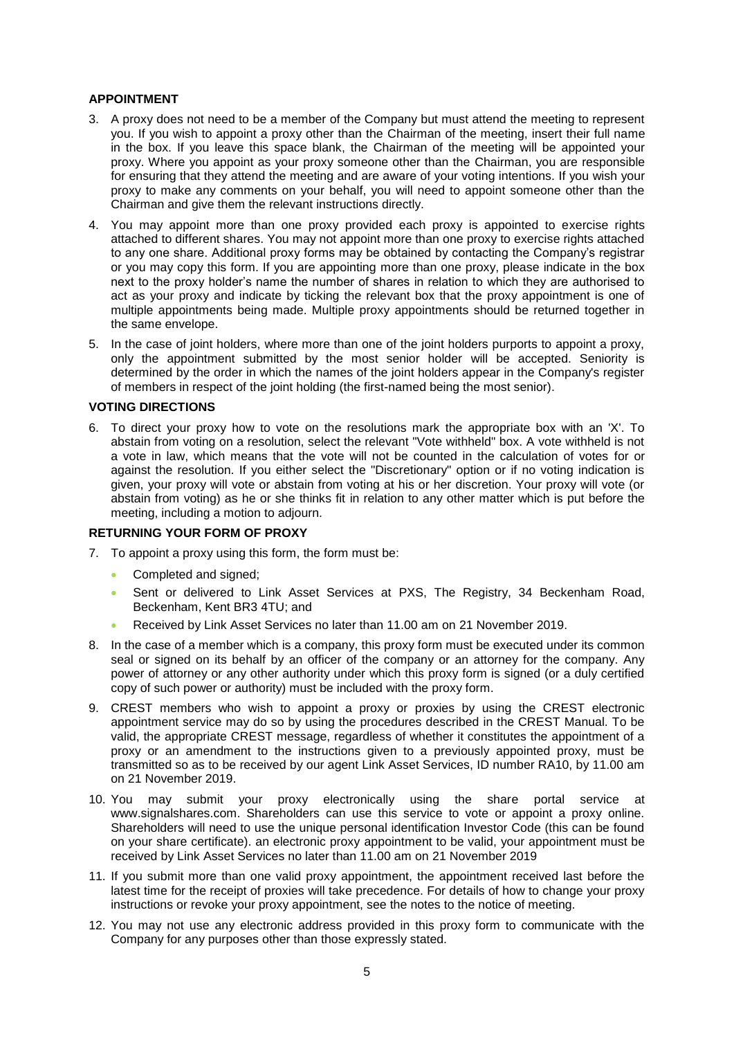**APPOINTMENT**

3. A proxy does not need to be a member of the Company but must attend the meeting to represent you. If you wish to appoint a proxy other than the Chairman of the meeting, insert their full name in the box. If you leave this space blank, the Chairman of the meeting will be appointed your proxy. Where you appoint as your proxy someone other than the Chairman, you are responsible for ensuring that they attend the meeting and are aware of your voting intentions. If you wish your proxy to make any comments on your behalf, you will need to appoint someone other than the Chairman and give them the relevant instructions directly.

4. You may appoint more than one proxy provided each proxy is appointed to exercise rights attached to different shares. You may not appoint more than one proxy to exercise rights attached to any one share. Additional proxy forms may be obtained by contacting the Company's registrar or you may copy this form. If you are appointing more than one proxy, please indicate in the box next to the proxy holder's name the number of shares in relation to which they are authorised to act as your proxy and indicate by ticking the relevant box that the proxy appointment is one of multiple appointments being made. Multiple proxy appointments should be returned together in the same envelope.

5. In the case of joint holders, where more than one of the joint holders purports to appoint a proxy, only the appointment submitted by the most senior holder will be accepted. Seniority is determined by the order in which the names of the joint holders appear in the Company's register of members in respect of the joint holding (the first-named being the most senior).

**VOTING DIRECTIONS**

6. To direct your proxy how to vote on the resolutions mark the appropriate box with an 'X'. To abstain from voting on a resolution, select the relevant "Vote withheld" box. A vote withheld is not a vote in law, which means that the vote will not be counted in the calculation of votes for or against the resolution. If you either select the "Discretionary" option or if no voting indication is given, your proxy will vote or abstain from voting at his or her discretion. Your proxy will vote (or abstain from voting) as he or she thinks fit in relation to any other matter which is put before the meeting, including a motion to adjourn.

**RETURNING YOUR FORM OF PROXY**

7. To appoint a proxy using this form, the form must be:
   - Completed and signed;
   - Sent or delivered to Link Asset Services at PXS, The Registry, 34 Beckenham Road, Beckenham, Kent BR3 4TU; and
   - Received by Link Asset Services no later than 11.00 am on 21 November 2019.

8. In the case of a member which is a company, this proxy form must be executed under its common seal or signed on its behalf by an officer of the company or an attorney for the company. Any power of attorney or any other authority under which this proxy form is signed (or a duly certified copy of such power or authority) must be included with the proxy form.

9. CREST members who wish to appoint a proxy or proxies by using the CREST electronic appointment service may do so by using the procedures described in the CREST Manual. To be valid, the appropriate CREST message, regardless of whether it constitutes the appointment of a proxy or an amendment to the instructions given to a previously appointed proxy, must be transmitted so as to be received by our agent Link Asset Services, ID number RA10, by 11.00 am on 21 November 2019.

10. You may submit your proxy electronically using the share portal service at www.signalshares.com. Shareholders can use this service to vote or appoint a proxy online. Shareholders will need to use the unique personal identification Investor Code (this can be found on your share certificate). an electronic proxy appointment to be valid, your appointment must be received by Link Asset Services no later than 11.00 am on 21 November 2019

11. If you submit more than one valid proxy appointment, the appointment received last before the latest time for the receipt of proxies will take precedence. For details of how to change your proxy instructions or revoke your proxy appointment, see the notes to the notice of meeting.

12. You may not use any electronic address provided in this proxy form to communicate with the Company for any purposes other than those expressly stated.